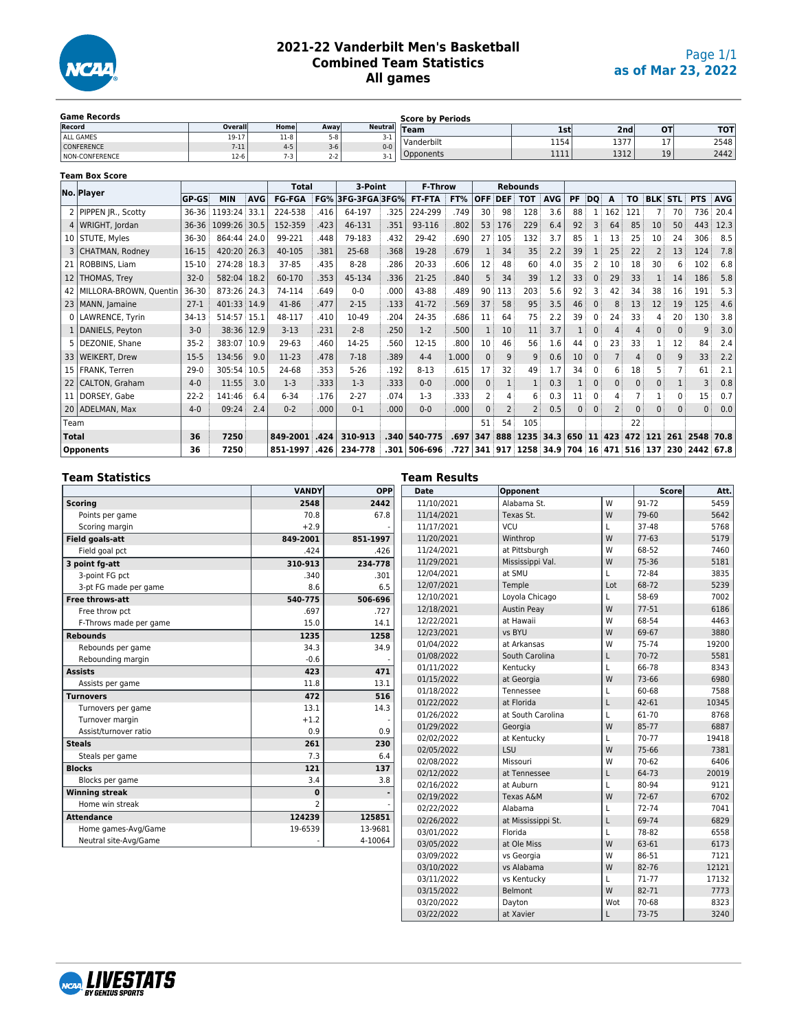# 2021-22 Vanderbilt Men's Basketball
## Combined Team Statistics
## All games

Page 1/1
as of Mar 23, 2022

### Game Records

| Record | Overall | Home | Away | Neutral |
|---|---|---|---|---|
| ALL GAMES | 19-17 | 11-8 | 5-8 | 3-1 |
| CONFERENCE | 7-11 | 4-5 | 3-6 | 0-0 |
| NON-CONFERENCE | 12-6 | 7-3 | 2-2 | 3-1 |

### Score by Periods

| Team | 1st | 2nd | OT | TOT |
|---|---|---|---|---|
| Vanderbilt | 1154 | 1377 | 17 | 2548 |
| Opponents | 1111 | 1312 | 19 | 2442 |

### Team Box Score

| No. | Player | GP-GS | MIN | AVG | Total FG-FGA | FG% | 3-Point 3FG-3FGA | 3FG% | F-Throw FT-FTA | FT% | Rebounds OFF | DEF | TOT | AVG | PF | DQ | A | TO | BLK | STL | PTS | AVG |
|---|---|---|---|---|---|---|---|---|---|---|---|---|---|---|---|---|---|---|---|---|---|---|
| 2 | PIPPEN JR., Scotty | 36-36 | 1193:24 | 33.1 | 224-538 | .416 | 64-197 | .325 | 224-299 | .749 | 30 | 98 | 128 | 3.6 | 88 | 1 | 162 | 121 | 7 | 70 | 736 | 20.4 |
| 4 | WRIGHT, Jordan | 36-36 | 1099:26 | 30.5 | 152-359 | .423 | 46-131 | .351 | 93-116 | .802 | 53 | 176 | 229 | 6.4 | 92 | 3 | 64 | 85 | 10 | 50 | 443 | 12.3 |
| 10 | STUTE, Myles | 36-30 | 864:44 | 24.0 | 99-221 | .448 | 79-183 | .432 | 29-42 | .690 | 27 | 105 | 132 | 3.7 | 85 | 1 | 13 | 25 | 10 | 24 | 306 | 8.5 |
| 3 | CHATMAN, Rodney | 16-15 | 420:20 | 26.3 | 40-105 | .381 | 25-68 | .368 | 19-28 | .679 | 1 | 34 | 35 | 2.2 | 39 | 1 | 25 | 22 | 2 | 13 | 124 | 7.8 |
| 21 | ROBBINS, Liam | 15-10 | 274:28 | 18.3 | 37-85 | .435 | 8-28 | .286 | 20-33 | .606 | 12 | 48 | 60 | 4.0 | 35 | 2 | 10 | 18 | 30 | 6 | 102 | 6.8 |
| 12 | THOMAS, Trey | 32-0 | 582:04 | 18.2 | 60-170 | .353 | 45-134 | .336 | 21-25 | .840 | 5 | 34 | 39 | 1.2 | 33 | 0 | 29 | 33 | 1 | 14 | 186 | 5.8 |
| 42 | MILLORA-BROWN, Quentin | 36-30 | 873:26 | 24.3 | 74-114 | .649 | 0-0 | .000 | 43-88 | .489 | 90 | 113 | 203 | 5.6 | 92 | 3 | 42 | 34 | 38 | 16 | 191 | 5.3 |
| 23 | MANN, Jamaine | 27-1 | 401:33 | 14.9 | 41-86 | .477 | 2-15 | .133 | 41-72 | .569 | 37 | 58 | 95 | 3.5 | 46 | 0 | 8 | 13 | 12 | 19 | 125 | 4.6 |
| 0 | LAWRENCE, Tyrin | 34-13 | 514:57 | 15.1 | 48-117 | .410 | 10-49 | .204 | 24-35 | .686 | 11 | 64 | 75 | 2.2 | 39 | 0 | 24 | 33 | 4 | 20 | 130 | 3.8 |
| 1 | DANIELS, Peyton | 3-0 | 38:36 | 12.9 | 3-13 | .231 | 2-8 | .250 | 1-2 | .500 | 1 | 10 | 11 | 3.7 | 1 | 0 | 4 | 4 | 0 | 0 | 9 | 3.0 |
| 5 | DEZONIE, Shane | 35-2 | 383:07 | 10.9 | 29-63 | .460 | 14-25 | .560 | 12-15 | .800 | 10 | 46 | 56 | 1.6 | 44 | 0 | 23 | 33 | 1 | 12 | 84 | 2.4 |
| 33 | WEIKERT, Drew | 15-5 | 134:56 | 9.0 | 11-23 | .478 | 7-18 | .389 | 4-4 | 1.000 | 0 | 9 | 9 | 0.6 | 10 | 0 | 7 | 4 | 0 | 9 | 33 | 2.2 |
| 15 | FRANK, Terren | 29-0 | 305:54 | 10.5 | 24-68 | .353 | 5-26 | .192 | 8-13 | .615 | 17 | 32 | 49 | 1.7 | 34 | 0 | 6 | 18 | 5 | 7 | 61 | 2.1 |
| 22 | CALTON, Graham | 4-0 | 11:55 | 3.0 | 1-3 | .333 | 1-3 | .333 | 0-0 | .000 | 0 | 1 | 1 | 0.3 | 1 | 0 | 0 | 0 | 0 | 1 | 3 | 0.8 |
| 11 | DORSEY, Gabe | 22-2 | 141:46 | 6.4 | 6-34 | .176 | 2-27 | .074 | 1-3 | .333 | 2 | 4 | 6 | 0.3 | 11 | 0 | 4 | 7 | 1 | 0 | 15 | 0.7 |
| 20 | ADELMAN, Max | 4-0 | 09:24 | 2.4 | 0-2 | .000 | 0-1 | .000 | 0-0 | .000 | 0 | 2 | 2 | 0.5 | 0 | 0 | 2 | 0 | 0 | 0 | 0 | 0.0 |
| | Team | | | | | | | | | | 51 | 54 | 105 | | | | | 22 | | | | |
| | **Total** | **36** | **7250** | | **849-2001** | **.424** | **310-913** | **.340** | **540-775** | **.697** | **347** | **888** | **1235** | **34.3** | **650** | **11** | **423** | **472** | **121** | **261** | **2548** | **70.8** |
| | **Opponents** | **36** | **7250** | | **851-1997** | **.426** | **234-778** | **.301** | **506-696** | **.727** | **341** | **917** | **1258** | **34.9** | **704** | **16** | **471** | **516** | **137** | **230** | **2442** | **67.8** |

### Team Statistics

| | VANDY | OPP |
|---|---|---|
| **Scoring** | **2548** | **2442** |
| Points per game | 70.8 | 67.8 |
| Scoring margin | +2.9 | - |
| **Field goals-att** | **849-2001** | **851-1997** |
| Field goal pct | .424 | .426 |
| **3 point fg-att** | **310-913** | **234-778** |
| 3-point FG pct | .340 | .301 |
| 3-pt FG made per game | 8.6 | 6.5 |
| **Free throws-att** | **540-775** | **506-696** |
| Free throw pct | .697 | .727 |
| F-Throws made per game | 15.0 | 14.1 |
| **Rebounds** | **1235** | **1258** |
| Rebounds per game | 34.3 | 34.9 |
| Rebounding margin | -0.6 | - |
| **Assists** | **423** | **471** |
| Assists per game | 11.8 | 13.1 |
| **Turnovers** | **472** | **516** |
| Turnovers per game | 13.1 | 14.3 |
| Turnover margin | +1.2 | - |
| Assist/turnover ratio | 0.9 | 0.9 |
| **Steals** | **261** | **230** |
| Steals per game | 7.3 | 6.4 |
| **Blocks** | **121** | **137** |
| Blocks per game | 3.4 | 3.8 |
| **Winning streak** | **0** | **-** |
| Home win streak | 2 | - |
| **Attendance** | **124239** | **125851** |
| Home games-Avg/Game | 19-6539 | 13-9681 |
| Neutral site-Avg/Game | - | 4-10064 |

### Team Results

| Date | Opponent | | Score | Att. |
|---|---|---|---|---|
| 11/10/2021 | Alabama St. | W | 91-72 | 5459 |
| 11/14/2021 | Texas St. | W | 79-60 | 5642 |
| 11/17/2021 | VCU | L | 37-48 | 5768 |
| 11/20/2021 | Winthrop | W | 77-63 | 5179 |
| 11/24/2021 | at Pittsburgh | W | 68-52 | 7460 |
| 11/29/2021 | Mississippi Val. | W | 75-36 | 5181 |
| 12/04/2021 | at SMU | L | 72-84 | 3835 |
| 12/07/2021 | Temple | Lot | 68-72 | 5239 |
| 12/10/2021 | Loyola Chicago | L | 58-69 | 7002 |
| 12/18/2021 | Austin Peay | W | 77-51 | 6186 |
| 12/22/2021 | at Hawaii | W | 68-54 | 4463 |
| 12/23/2021 | vs BYU | W | 69-67 | 3880 |
| 01/04/2022 | at Arkansas | W | 75-74 | 19200 |
| 01/08/2022 | South Carolina | L | 70-72 | 5581 |
| 01/11/2022 | Kentucky | L | 66-78 | 8343 |
| 01/15/2022 | at Georgia | W | 73-66 | 6980 |
| 01/18/2022 | Tennessee | L | 60-68 | 7588 |
| 01/22/2022 | at Florida | L | 42-61 | 10345 |
| 01/26/2022 | at South Carolina | L | 61-70 | 8768 |
| 01/29/2022 | Georgia | W | 85-77 | 6887 |
| 02/02/2022 | at Kentucky | L | 70-77 | 19418 |
| 02/05/2022 | LSU | W | 75-66 | 7381 |
| 02/08/2022 | Missouri | W | 70-62 | 6406 |
| 02/12/2022 | at Tennessee | L | 64-73 | 20019 |
| 02/16/2022 | at Auburn | L | 80-94 | 9121 |
| 02/19/2022 | Texas A&M | W | 72-67 | 6702 |
| 02/22/2022 | Alabama | L | 72-74 | 7041 |
| 02/26/2022 | at Mississippi St. | L | 69-74 | 6829 |
| 03/01/2022 | Florida | L | 78-82 | 6558 |
| 03/05/2022 | at Ole Miss | W | 63-61 | 6173 |
| 03/09/2022 | vs Georgia | W | 86-51 | 7121 |
| 03/10/2022 | vs Alabama | W | 82-76 | 12121 |
| 03/11/2022 | vs Kentucky | L | 71-77 | 17132 |
| 03/15/2022 | Belmont | W | 82-71 | 7773 |
| 03/20/2022 | Dayton | Wot | 70-68 | 8323 |
| 03/22/2022 | at Xavier | L | 73-75 | 3240 |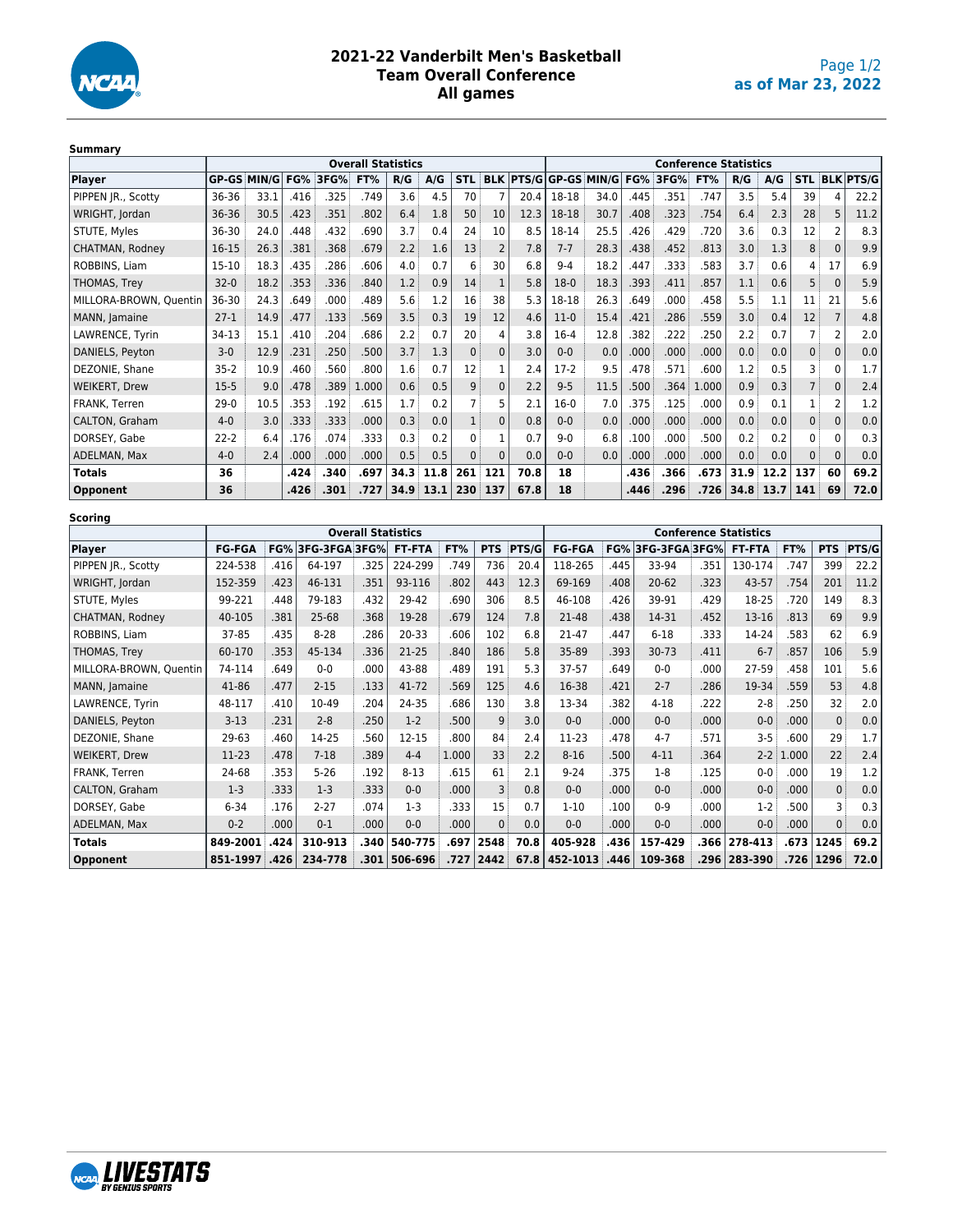# 2021-22 Vanderbilt Men's Basketball
## Team Overall Conference
## All games

as of Mar 23, 2022

**Summary**

| | Overall Statistics | | | | | | | | | | Conference Statistics | | | | | | | | | |
|---|---|---|---|---|---|---|---|---|---|---|---|---|---|---|---|---|---|---|---|---|
| Player | GP-GS | MIN/G | FG% | 3FG% | FT% | R/G | A/G | STL | BLK | PTS/G | GP-GS | MIN/G | FG% | 3FG% | FT% | R/G | A/G | STL | BLK | PTS/G |
| PIPPEN JR., Scotty | 36-36 | 33.1 | .416 | .325 | .749 | 3.6 | 4.5 | 70 | 7 | 20.4 | 18-18 | 34.0 | .445 | .351 | .747 | 3.5 | 5.4 | 39 | 4 | 22.2 |
| WRIGHT, Jordan | 36-36 | 30.5 | .423 | .351 | .802 | 6.4 | 1.8 | 50 | 10 | 12.3 | 18-18 | 30.7 | .408 | .323 | .754 | 6.4 | 2.3 | 28 | 5 | 11.2 |
| STUTE, Myles | 36-30 | 24.0 | .448 | .432 | .690 | 3.7 | 0.4 | 24 | 10 | 8.5 | 18-14 | 25.5 | .426 | .429 | .720 | 3.6 | 0.3 | 12 | 2 | 8.3 |
| CHATMAN, Rodney | 16-15 | 26.3 | .381 | .368 | .679 | 2.2 | 1.6 | 13 | 2 | 7.8 | 7-7 | 28.3 | .438 | .452 | .813 | 3.0 | 1.3 | 8 | 0 | 9.9 |
| ROBBINS, Liam | 15-10 | 18.3 | .435 | .286 | .606 | 4.0 | 0.7 | 6 | 30 | 6.8 | 9-4 | 18.2 | .447 | .333 | .583 | 3.7 | 0.6 | 4 | 17 | 6.9 |
| THOMAS, Trey | 32-0 | 18.2 | .353 | .336 | .840 | 1.2 | 0.9 | 14 | 1 | 5.8 | 18-0 | 18.3 | .393 | .411 | .857 | 1.1 | 0.6 | 5 | 0 | 5.9 |
| MILLORA-BROWN, Quentin | 36-30 | 24.3 | .649 | .000 | .489 | 5.6 | 1.2 | 16 | 38 | 5.3 | 18-18 | 26.3 | .649 | .000 | .458 | 5.5 | 1.1 | 11 | 21 | 5.6 |
| MANN, Jamaine | 27-1 | 14.9 | .477 | .133 | .569 | 3.5 | 0.3 | 19 | 12 | 4.6 | 11-0 | 15.4 | .421 | .286 | .559 | 3.0 | 0.4 | 12 | 7 | 4.8 |
| LAWRENCE, Tyrin | 34-13 | 15.1 | .410 | .204 | .686 | 2.2 | 0.7 | 20 | 4 | 3.8 | 16-4 | 12.8 | .382 | .222 | .250 | 2.2 | 0.7 | 7 | 2 | 2.0 |
| DANIELS, Peyton | 3-0 | 12.9 | .231 | .250 | .500 | 3.7 | 1.3 | 0 | 0 | 3.0 | 0-0 | 0.0 | .000 | .000 | .000 | 0.0 | 0.0 | 0 | 0 | 0.0 |
| DEZONIE, Shane | 35-2 | 10.9 | .460 | .560 | .800 | 1.6 | 0.7 | 12 | 1 | 2.4 | 17-2 | 9.5 | .478 | .571 | .600 | 1.2 | 0.5 | 3 | 0 | 1.7 |
| WEIKERT, Drew | 15-5 | 9.0 | .478 | .389 | 1.000 | 0.6 | 0.5 | 9 | 0 | 2.2 | 9-5 | 11.5 | .500 | .364 | 1.000 | 0.9 | 0.3 | 7 | 0 | 2.4 |
| FRANK, Terren | 29-0 | 10.5 | .353 | .192 | .615 | 1.7 | 0.2 | 7 | 5 | 2.1 | 16-0 | 7.0 | .375 | .125 | .000 | 0.9 | 0.1 | 1 | 2 | 1.2 |
| CALTON, Graham | 4-0 | 3.0 | .333 | .333 | .000 | 0.3 | 0.0 | 1 | 0 | 0.8 | 0-0 | 0.0 | .000 | .000 | .000 | 0.0 | 0.0 | 0 | 0 | 0.0 |
| DORSEY, Gabe | 22-2 | 6.4 | .176 | .074 | .333 | 0.3 | 0.2 | 0 | 1 | 0.7 | 9-0 | 6.8 | .100 | .000 | .500 | 0.2 | 0.2 | 0 | 0 | 0.3 |
| ADELMAN, Max | 4-0 | 2.4 | .000 | .000 | .000 | 0.5 | 0.5 | 0 | 0 | 0.0 | 0-0 | 0.0 | .000 | .000 | .000 | 0.0 | 0.0 | 0 | 0 | 0.0 |
| **Totals** | **36** | | **.424** | **.340** | **.697** | **34.3** | **11.8** | **261** | **121** | **70.8** | **18** | | **.436** | **.366** | **.673** | **31.9** | **12.2** | **137** | **60** | **69.2** |
| **Opponent** | **36** | | **.426** | **.301** | **.727** | **34.9** | **13.1** | **230** | **137** | **67.8** | **18** | | **.446** | **.296** | **.726** | **34.8** | **13.7** | **141** | **69** | **72.0** |

**Scoring**

| | Overall Statistics | | | | | | | | Conference Statistics | | | | | | | |
|---|---|---|---|---|---|---|---|---|---|---|---|---|---|---|---|---|
| Player | FG-FGA | FG% | 3FG-3FGA | 3FG% | FT-FTA | FT% | PTS | PTS/G | FG-FGA | FG% | 3FG-3FGA | 3FG% | FT-FTA | FT% | PTS | PTS/G |
| PIPPEN JR., Scotty | 224-538 | .416 | 64-197 | .325 | 224-299 | .749 | 736 | 20.4 | 118-265 | .445 | 33-94 | .351 | 130-174 | .747 | 399 | 22.2 |
| WRIGHT, Jordan | 152-359 | .423 | 46-131 | .351 | 93-116 | .802 | 443 | 12.3 | 69-169 | .408 | 20-62 | .323 | 43-57 | .754 | 201 | 11.2 |
| STUTE, Myles | 99-221 | .448 | 79-183 | .432 | 29-42 | .690 | 306 | 8.5 | 46-108 | .426 | 39-91 | .429 | 18-25 | .720 | 149 | 8.3 |
| CHATMAN, Rodney | 40-105 | .381 | 25-68 | .368 | 19-28 | .679 | 124 | 7.8 | 21-48 | .438 | 14-31 | .452 | 13-16 | .813 | 69 | 9.9 |
| ROBBINS, Liam | 37-85 | .435 | 8-28 | .286 | 20-33 | .606 | 102 | 6.8 | 21-47 | .447 | 6-18 | .333 | 14-24 | .583 | 62 | 6.9 |
| THOMAS, Trey | 60-170 | .353 | 45-134 | .336 | 21-25 | .840 | 186 | 5.8 | 35-89 | .393 | 30-73 | .411 | 6-7 | .857 | 106 | 5.9 |
| MILLORA-BROWN, Quentin | 74-114 | .649 | 0-0 | .000 | 43-88 | .489 | 191 | 5.3 | 37-57 | .649 | 0-0 | .000 | 27-59 | .458 | 101 | 5.6 |
| MANN, Jamaine | 41-86 | .477 | 2-15 | .133 | 41-72 | .569 | 125 | 4.6 | 16-38 | .421 | 2-7 | .286 | 19-34 | .559 | 53 | 4.8 |
| LAWRENCE, Tyrin | 48-117 | .410 | 10-49 | .204 | 24-35 | .686 | 130 | 3.8 | 13-34 | .382 | 4-18 | .222 | 2-8 | .250 | 32 | 2.0 |
| DANIELS, Peyton | 3-13 | .231 | 2-8 | .250 | 1-2 | .500 | 9 | 3.0 | 0-0 | .000 | 0-0 | .000 | 0-0 | .000 | 0 | 0.0 |
| DEZONIE, Shane | 29-63 | .460 | 14-25 | .560 | 12-15 | .800 | 84 | 2.4 | 11-23 | .478 | 4-7 | .571 | 3-5 | .600 | 29 | 1.7 |
| WEIKERT, Drew | 11-23 | .478 | 7-18 | .389 | 4-4 | 1.000 | 33 | 2.2 | 8-16 | .500 | 4-11 | .364 | 2-2 | 1.000 | 22 | 2.4 |
| FRANK, Terren | 24-68 | .353 | 5-26 | .192 | 8-13 | .615 | 61 | 2.1 | 9-24 | .375 | 1-8 | .125 | 0-0 | .000 | 19 | 1.2 |
| CALTON, Graham | 1-3 | .333 | 1-3 | .333 | 0-0 | .000 | 3 | 0.8 | 0-0 | .000 | 0-0 | .000 | 0-0 | .000 | 0 | 0.0 |
| DORSEY, Gabe | 6-34 | .176 | 2-27 | .074 | 1-3 | .333 | 15 | 0.7 | 1-10 | .100 | 0-9 | .000 | 1-2 | .500 | 3 | 0.3 |
| ADELMAN, Max | 0-2 | .000 | 0-1 | .000 | 0-0 | .000 | 0 | 0.0 | 0-0 | .000 | 0-0 | .000 | 0-0 | .000 | 0 | 0.0 |
| **Totals** | **849-2001** | **.424** | **310-913** | **.340** | **540-775** | **.697** | **2548** | **70.8** | **405-928** | **.436** | **157-429** | **.366** | **278-413** | **.673** | **1245** | **69.2** |
| **Opponent** | **851-1997** | **.426** | **234-778** | **.301** | **506-696** | **.727** | **2442** | **67.8** | **452-1013** | **.446** | **109-368** | **.296** | **283-390** | **.726** | **1296** | **72.0** |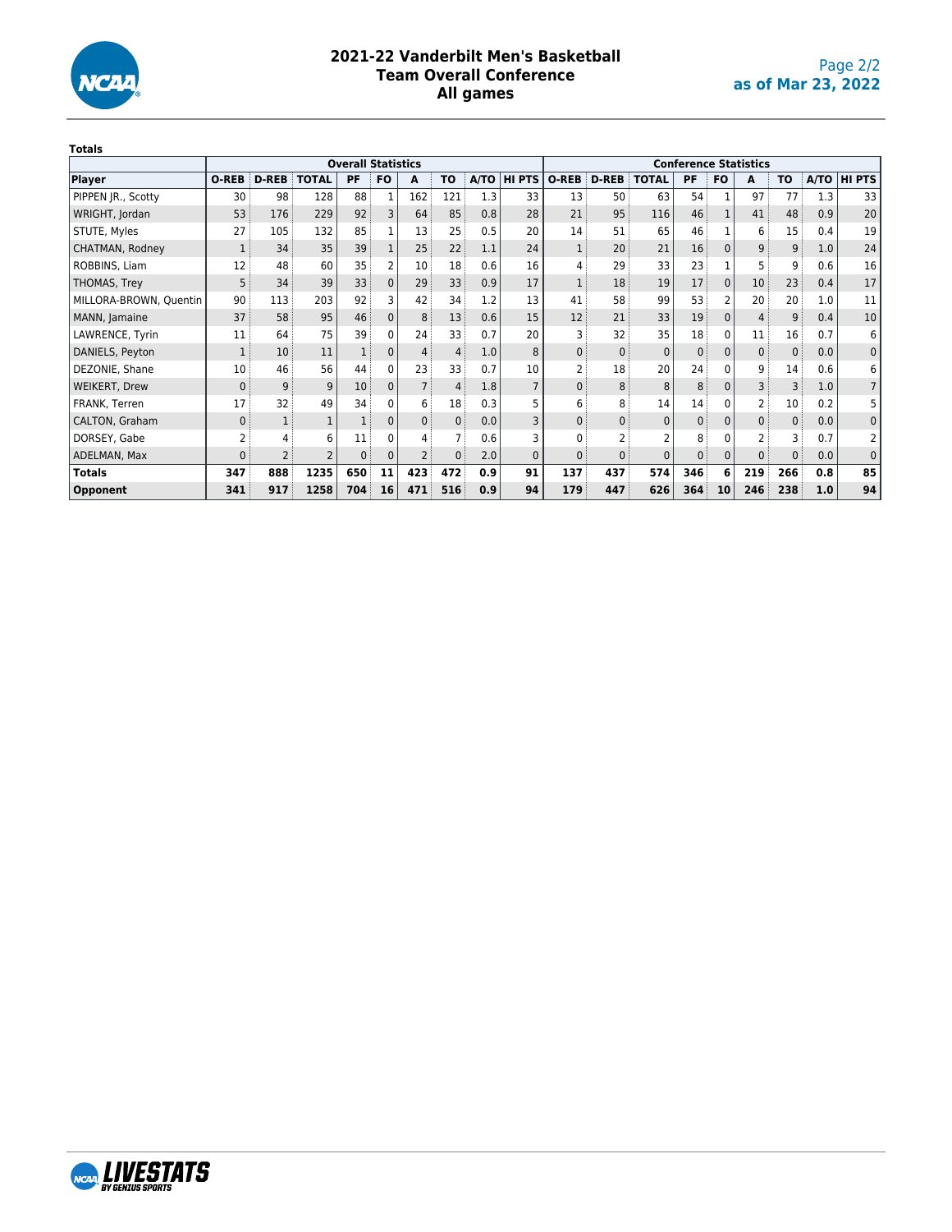# 2021-22 Vanderbilt Men's Basketball
## Team Overall Conference
## All games

as of Mar 23, 2022

**Totals**

| | Overall Statistics | | | | | | | | | Conference Statistics | | | | | | | | |
|---|---|---|---|---|---|---|---|---|---|---|---|---|---|---|---|---|---|---|
| **Player** | **O-REB** | **D-REB** | **TOTAL** | **PF** | **FO** | **A** | **TO** | **A/TO** | **HI PTS** | **O-REB** | **D-REB** | **TOTAL** | **PF** | **FO** | **A** | **TO** | **A/TO** | **HI PTS** |
| PIPPEN JR., Scotty | 30 | 98 | 128 | 88 | 1 | 162 | 121 | 1.3 | 33 | 13 | 50 | 63 | 54 | 1 | 97 | 77 | 1.3 | 33 |
| WRIGHT, Jordan | 53 | 176 | 229 | 92 | 3 | 64 | 85 | 0.8 | 28 | 21 | 95 | 116 | 46 | 1 | 41 | 48 | 0.9 | 20 |
| STUTE, Myles | 27 | 105 | 132 | 85 | 1 | 13 | 25 | 0.5 | 20 | 14 | 51 | 65 | 46 | 1 | 6 | 15 | 0.4 | 19 |
| CHATMAN, Rodney | 1 | 34 | 35 | 39 | 1 | 25 | 22 | 1.1 | 24 | 1 | 20 | 21 | 16 | 0 | 9 | 9 | 1.0 | 24 |
| ROBBINS, Liam | 12 | 48 | 60 | 35 | 2 | 10 | 18 | 0.6 | 16 | 4 | 29 | 33 | 23 | 1 | 5 | 9 | 0.6 | 16 |
| THOMAS, Trey | 5 | 34 | 39 | 33 | 0 | 29 | 33 | 0.9 | 17 | 1 | 18 | 19 | 17 | 0 | 10 | 23 | 0.4 | 17 |
| MILLORA-BROWN, Quentin | 90 | 113 | 203 | 92 | 3 | 42 | 34 | 1.2 | 13 | 41 | 58 | 99 | 53 | 2 | 20 | 20 | 1.0 | 11 |
| MANN, Jamaine | 37 | 58 | 95 | 46 | 0 | 8 | 13 | 0.6 | 15 | 12 | 21 | 33 | 19 | 0 | 4 | 9 | 0.4 | 10 |
| LAWRENCE, Tyrin | 11 | 64 | 75 | 39 | 0 | 24 | 33 | 0.7 | 20 | 3 | 32 | 35 | 18 | 0 | 11 | 16 | 0.7 | 6 |
| DANIELS, Peyton | 1 | 10 | 11 | 1 | 0 | 4 | 4 | 1.0 | 8 | 0 | 0 | 0 | 0 | 0 | 0 | 0 | 0.0 | 0 |
| DEZONIE, Shane | 10 | 46 | 56 | 44 | 0 | 23 | 33 | 0.7 | 10 | 2 | 18 | 20 | 24 | 0 | 9 | 14 | 0.6 | 6 |
| WEIKERT, Drew | 0 | 9 | 9 | 10 | 0 | 7 | 4 | 1.8 | 7 | 0 | 8 | 8 | 8 | 0 | 3 | 3 | 1.0 | 7 |
| FRANK, Terren | 17 | 32 | 49 | 34 | 0 | 6 | 18 | 0.3 | 5 | 6 | 8 | 14 | 14 | 0 | 2 | 10 | 0.2 | 5 |
| CALTON, Graham | 0 | 1 | 1 | 1 | 0 | 0 | 0 | 0.0 | 3 | 0 | 0 | 0 | 0 | 0 | 0 | 0 | 0.0 | 0 |
| DORSEY, Gabe | 2 | 4 | 6 | 11 | 0 | 4 | 7 | 0.6 | 3 | 0 | 2 | 2 | 8 | 0 | 2 | 3 | 0.7 | 2 |
| ADELMAN, Max | 0 | 2 | 2 | 0 | 0 | 2 | 0 | 2.0 | 0 | 0 | 0 | 0 | 0 | 0 | 0 | 0 | 0.0 | 0 |
| **Totals** | **347** | **888** | **1235** | **650** | **11** | **423** | **472** | **0.9** | **91** | **137** | **437** | **574** | **346** | **6** | **219** | **266** | **0.8** | **85** |
| **Opponent** | **341** | **917** | **1258** | **704** | **16** | **471** | **516** | **0.9** | **94** | **179** | **447** | **626** | **364** | **10** | **246** | **238** | **1.0** | **94** |